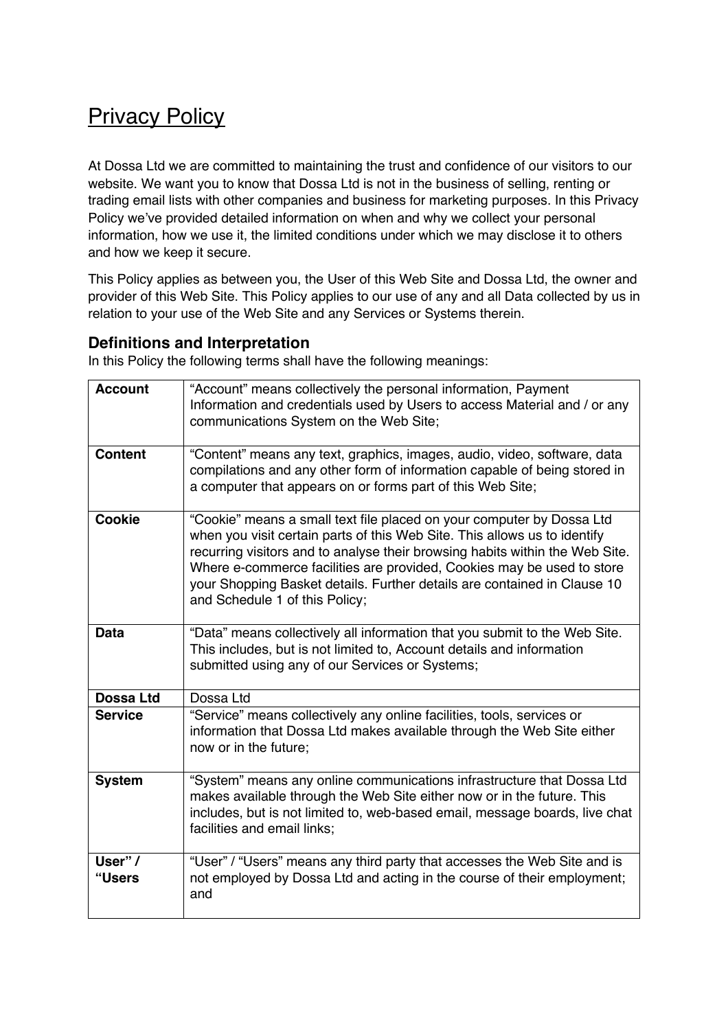# Privacy Policy

At Dossa Ltd we are committed to maintaining the trust and confidence of our visitors to our website. We want you to know that Dossa Ltd is not in the business of selling, renting or trading email lists with other companies and business for marketing purposes. In this Privacy Policy we've provided detailed information on when and why we collect your personal information, how we use it, the limited conditions under which we may disclose it to others and how we keep it secure.

This Policy applies as between you, the User of this Web Site and Dossa Ltd, the owner and provider of this Web Site. This Policy applies to our use of any and all Data collected by us in relation to your use of the Web Site and any Services or Systems therein.

## Definitions and Interpretation

In this Policy the following terms shall have the following meanings:

| | |
|---|---|
| **Account** | "Account" means collectively the personal information, Payment Information and credentials used by Users to access Material and / or any communications System on the Web Site; |
| **Content** | "Content" means any text, graphics, images, audio, video, software, data compilations and any other form of information capable of being stored in a computer that appears on or forms part of this Web Site; |
| **Cookie** | "Cookie" means a small text file placed on your computer by Dossa Ltd when you visit certain parts of this Web Site. This allows us to identify recurring visitors and to analyse their browsing habits within the Web Site. Where e-commerce facilities are provided, Cookies may be used to store your Shopping Basket details. Further details are contained in Clause 10 and Schedule 1 of this Policy; |
| **Data** | "Data" means collectively all information that you submit to the Web Site. This includes, but is not limited to, Account details and information submitted using any of our Services or Systems; |
| **Dossa Ltd** | Dossa Ltd |
| **Service** | "Service" means collectively any online facilities, tools, services or information that Dossa Ltd makes available through the Web Site either now or in the future; |
| **System** | "System" means any online communications infrastructure that Dossa Ltd makes available through the Web Site either now or in the future. This includes, but is not limited to, web-based email, message boards, live chat facilities and email links; |
| **User" / "Users** | "User" / "Users" means any third party that accesses the Web Site and is not employed by Dossa Ltd and acting in the course of their employment; and |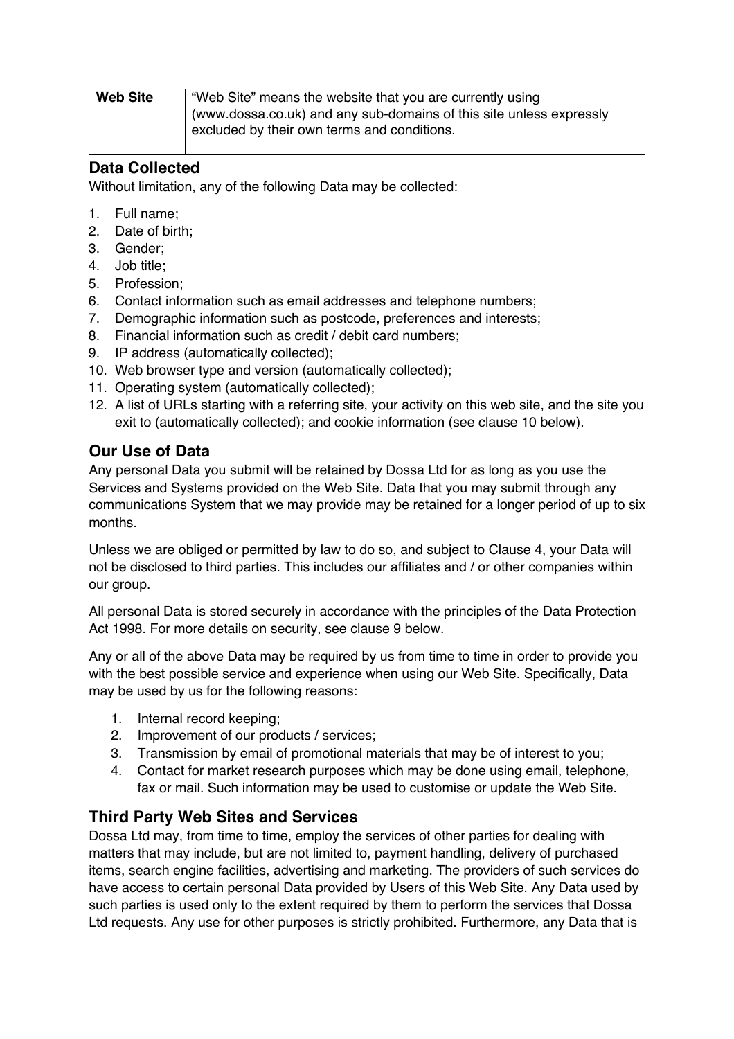| Web Site | "Web Site" means the website that you are currently using (www.dossa.co.uk) and any sub-domains of this site unless expressly excluded by their own terms and conditions. |
|---|---|

## Data Collected

Without limitation, any of the following Data may be collected:

1. Full name;
2. Date of birth;
3. Gender;
4. Job title;
5. Profession;
6. Contact information such as email addresses and telephone numbers;
7. Demographic information such as postcode, preferences and interests;
8. Financial information such as credit / debit card numbers;
9. IP address (automatically collected);
10. Web browser type and version (automatically collected);
11. Operating system (automatically collected);
12. A list of URLs starting with a referring site, your activity on this web site, and the site you exit to (automatically collected); and cookie information (see clause 10 below).

## Our Use of Data

Any personal Data you submit will be retained by Dossa Ltd for as long as you use the Services and Systems provided on the Web Site. Data that you may submit through any communications System that we may provide may be retained for a longer period of up to six months.

Unless we are obliged or permitted by law to do so, and subject to Clause 4, your Data will not be disclosed to third parties. This includes our affiliates and / or other companies within our group.

All personal Data is stored securely in accordance with the principles of the Data Protection Act 1998. For more details on security, see clause 9 below.

Any or all of the above Data may be required by us from time to time in order to provide you with the best possible service and experience when using our Web Site. Specifically, Data may be used by us for the following reasons:

1. Internal record keeping;
2. Improvement of our products / services;
3. Transmission by email of promotional materials that may be of interest to you;
4. Contact for market research purposes which may be done using email, telephone, fax or mail. Such information may be used to customise or update the Web Site.

## Third Party Web Sites and Services

Dossa Ltd may, from time to time, employ the services of other parties for dealing with matters that may include, but are not limited to, payment handling, delivery of purchased items, search engine facilities, advertising and marketing. The providers of such services do have access to certain personal Data provided by Users of this Web Site. Any Data used by such parties is used only to the extent required by them to perform the services that Dossa Ltd requests. Any use for other purposes is strictly prohibited. Furthermore, any Data that is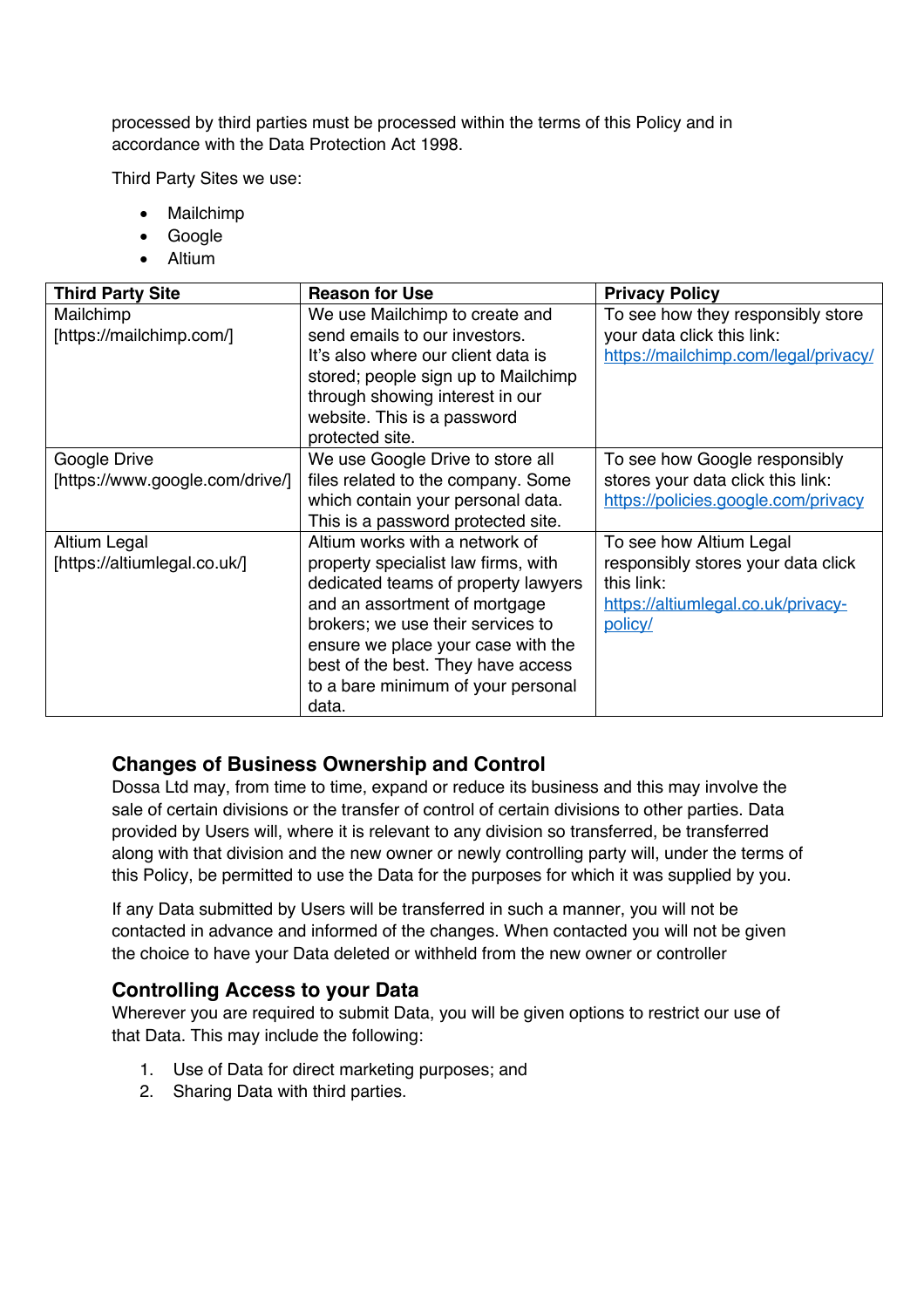processed by third parties must be processed within the terms of this Policy and in accordance with the Data Protection Act 1998.

Third Party Sites we use:

- Mailchimp
- Google
- Altium

| Third Party Site | Reason for Use | Privacy Policy |
|---|---|---|
| Mailchimp [https://mailchimp.com/] | We use Mailchimp to create and send emails to our investors. It's also where our client data is stored; people sign up to Mailchimp through showing interest in our website. This is a password protected site. | To see how they responsibly store your data click this link: https://mailchimp.com/legal/privacy/ |
| Google Drive [https://www.google.com/drive/] | We use Google Drive to store all files related to the company. Some which contain your personal data. This is a password protected site. | To see how Google responsibly stores your data click this link: https://policies.google.com/privacy |
| Altium Legal [https://altiumlegal.co.uk/] | Altium works with a network of property specialist law firms, with dedicated teams of property lawyers and an assortment of mortgage brokers; we use their services to ensure we place your case with the best of the best. They have access to a bare minimum of your personal data. | To see how Altium Legal responsibly stores your data click this link: https://altiumlegal.co.uk/privacy-policy/ |

## Changes of Business Ownership and Control

Dossa Ltd may, from time to time, expand or reduce its business and this may involve the sale of certain divisions or the transfer of control of certain divisions to other parties. Data provided by Users will, where it is relevant to any division so transferred, be transferred along with that division and the new owner or newly controlling party will, under the terms of this Policy, be permitted to use the Data for the purposes for which it was supplied by you.

If any Data submitted by Users will be transferred in such a manner, you will not be contacted in advance and informed of the changes. When contacted you will not be given the choice to have your Data deleted or withheld from the new owner or controller

## Controlling Access to your Data

Wherever you are required to submit Data, you will be given options to restrict our use of that Data. This may include the following:

1. Use of Data for direct marketing purposes; and
2. Sharing Data with third parties.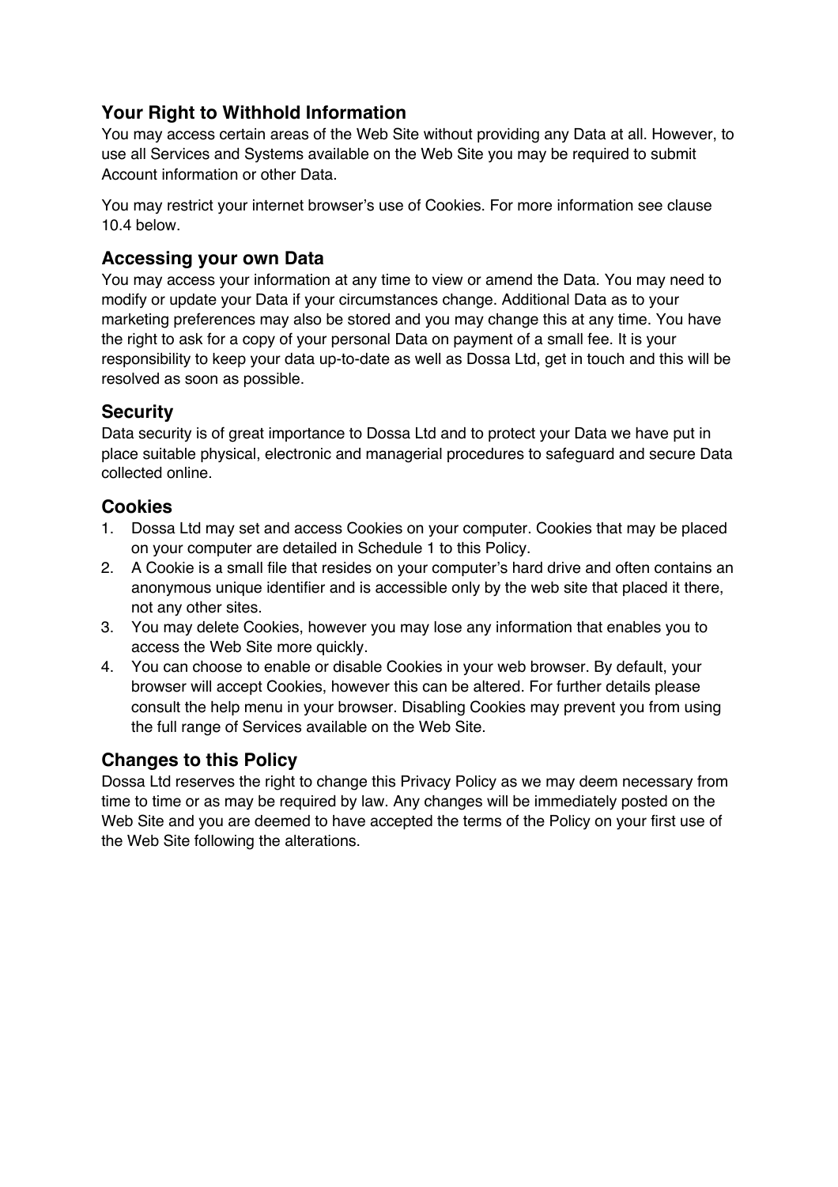## Your Right to Withhold Information

You may access certain areas of the Web Site without providing any Data at all. However, to use all Services and Systems available on the Web Site you may be required to submit Account information or other Data.

You may restrict your internet browser's use of Cookies. For more information see clause 10.4 below.

## Accessing your own Data

You may access your information at any time to view or amend the Data. You may need to modify or update your Data if your circumstances change. Additional Data as to your marketing preferences may also be stored and you may change this at any time. You have the right to ask for a copy of your personal Data on payment of a small fee. It is your responsibility to keep your data up-to-date as well as Dossa Ltd, get in touch and this will be resolved as soon as possible.

## Security

Data security is of great importance to Dossa Ltd and to protect your Data we have put in place suitable physical, electronic and managerial procedures to safeguard and secure Data collected online.

## Cookies

1. Dossa Ltd may set and access Cookies on your computer. Cookies that may be placed on your computer are detailed in Schedule 1 to this Policy.
2. A Cookie is a small file that resides on your computer's hard drive and often contains an anonymous unique identifier and is accessible only by the web site that placed it there, not any other sites.
3. You may delete Cookies, however you may lose any information that enables you to access the Web Site more quickly.
4. You can choose to enable or disable Cookies in your web browser. By default, your browser will accept Cookies, however this can be altered. For further details please consult the help menu in your browser. Disabling Cookies may prevent you from using the full range of Services available on the Web Site.

## Changes to this Policy

Dossa Ltd reserves the right to change this Privacy Policy as we may deem necessary from time to time or as may be required by law. Any changes will be immediately posted on the Web Site and you are deemed to have accepted the terms of the Policy on your first use of the Web Site following the alterations.